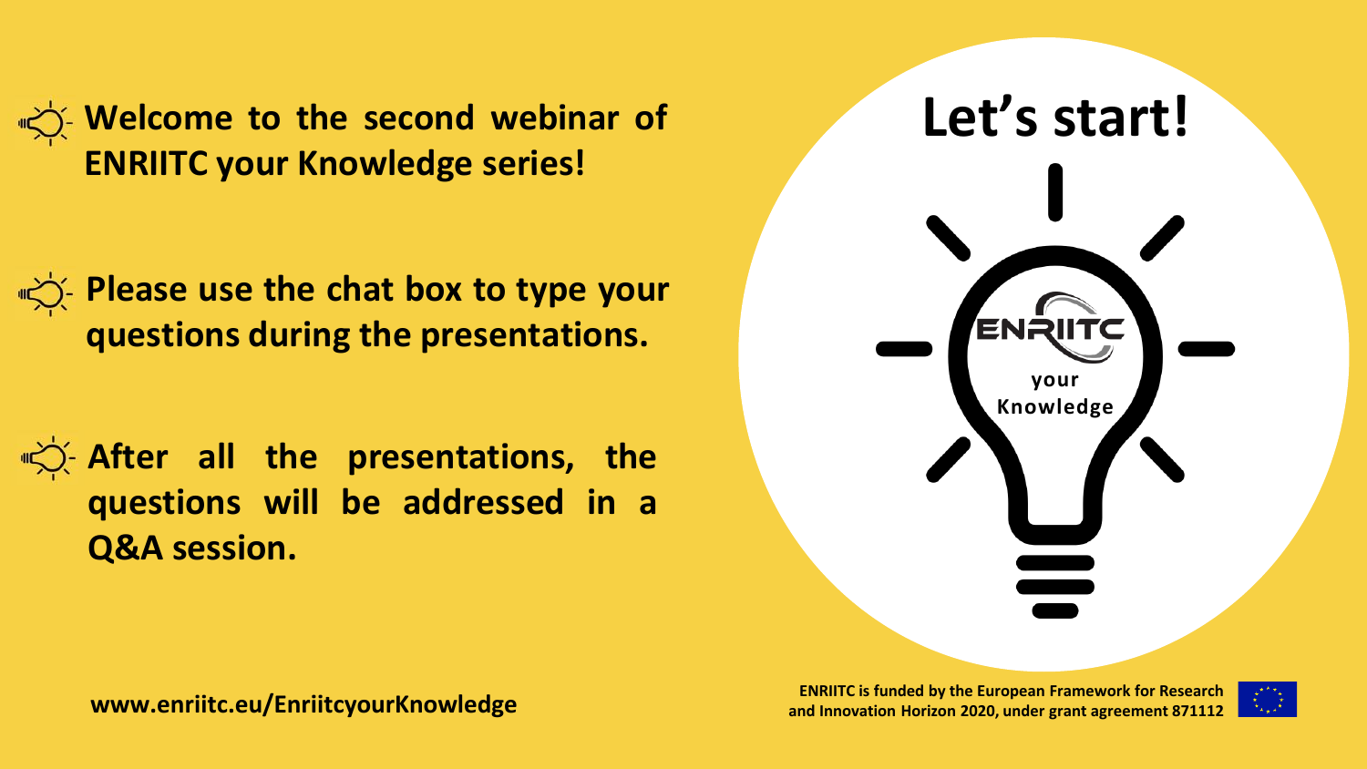- **Welcome to the second webinar of ENRIITC your Knowledge series!**

- **Please use the chat box to type your questions during the presentations.**

- **After all the presentations, the questions will be addressed in a Q&A session.**

# Let's start!

ENRIITC your Knowledge

**www.enriitc.eu/EnriitcyourKnowledge**

**ENRIITC is funded by the European Framework for Research and Innovation Horizon 2020, under grant agreement 871112**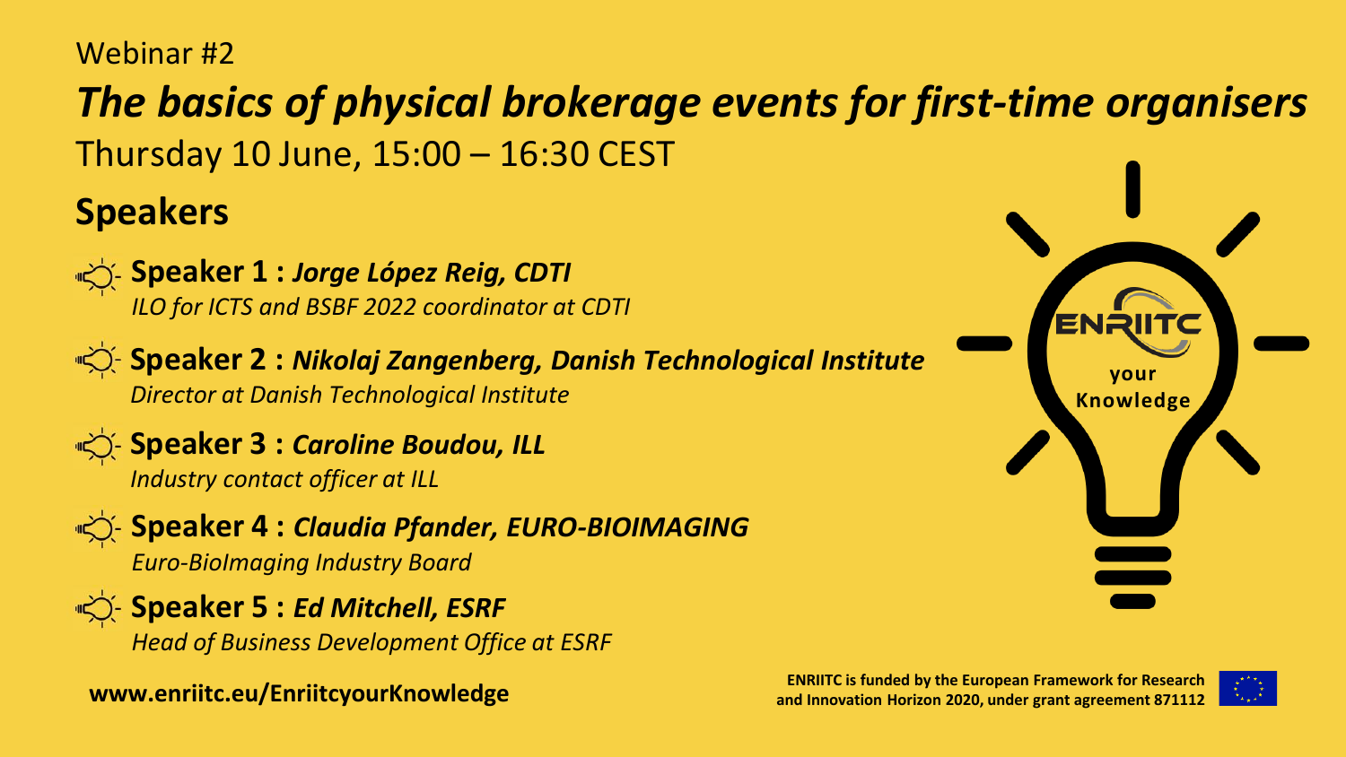Webinar #2

# *The basics of physical brokerage events for first-time organisers*

Thursday 10 June, 15:00 – 16:30 CEST

## Speakers

- **Speaker 1 : *Jorge López Reig, CDTI***
  *ILO for ICTS and BSBF 2022 coordinator at CDTI*
- **Speaker 2 : *Nikolaj Zangenberg, Danish Technological Institute***
  *Director at Danish Technological Institute*
- **Speaker 3 : *Caroline Boudou, ILL***
  *Industry contact officer at ILL*
- **Speaker 4 : *Claudia Pfander, EURO-BIOIMAGING***
  *Euro-BioImaging Industry Board*
- **Speaker 5 : *Ed Mitchell, ESRF***
  *Head of Business Development Office at ESRF*

ENRIITC your Knowledge

**www.enriitc.eu/EnriitcyourKnowledge**

**ENRIITC is funded by the European Framework for Research and Innovation Horizon 2020, under grant agreement 871112**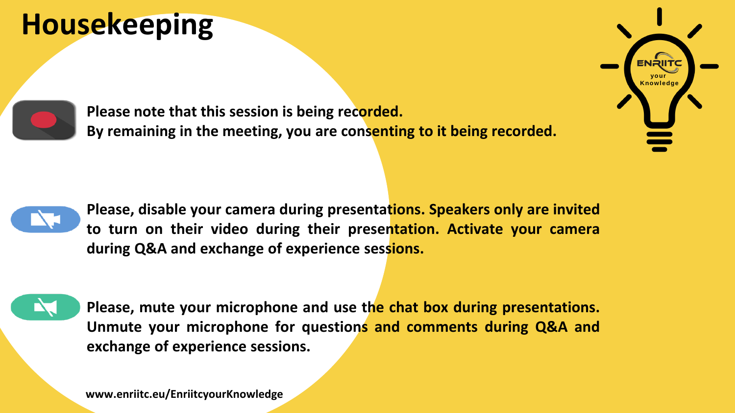# Housekeeping

**Please note that this session is being recorded.**
**By remaining in the meeting, you are consenting to it being recorded.**

**Please, disable your camera during presentations. Speakers only are invited to turn on their video during their presentation. Activate your camera during Q&A and exchange of experience sessions.**

**Please, mute your microphone and use the chat box during presentations. Unmute your microphone for questions and comments during Q&A and exchange of experience sessions.**

**www.enriitc.eu/EnriitcyourKnowledge**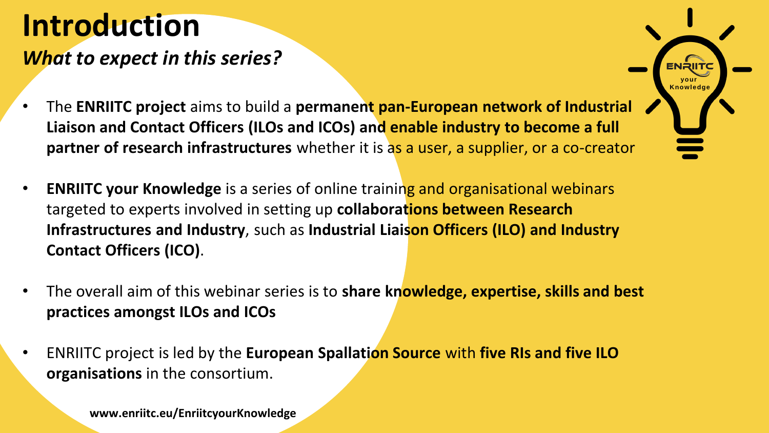# Introduction

### *What to expect in this series?*

- The **ENRIITC project** aims to build a **permanent pan-European network of Industrial Liaison and Contact Officers (ILOs and ICOs) and enable industry to become a full partner of research infrastructures** whether it is as a user, a supplier, or a co-creator
- **ENRIITC your Knowledge** is a series of online training and organisational webinars targeted to experts involved in setting up **collaborations between Research Infrastructures and Industry**, such as **Industrial Liaison Officers (ILO) and Industry Contact Officers (ICO)**.
- The overall aim of this webinar series is to **share knowledge, expertise, skills and best practices amongst ILOs and ICOs**
- ENRIITC project is led by the **European Spallation Source** with **five RIs and five ILO organisations** in the consortium.

**www.enriitc.eu/EnriitcyourKnowledge**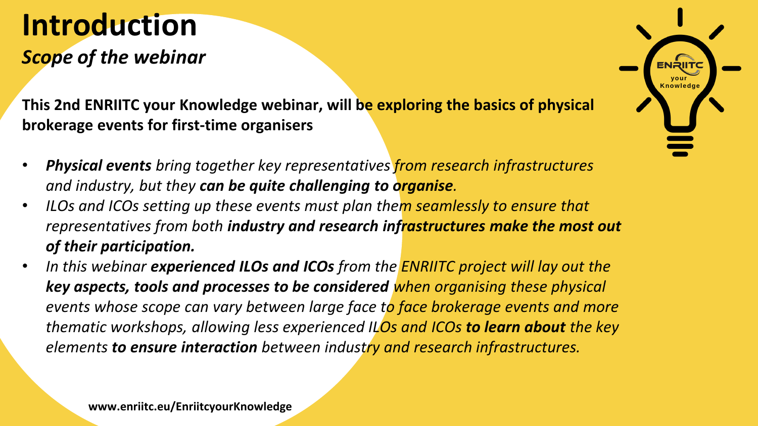# Introduction

## *Scope of the webinar*

**This 2nd ENRIITC your Knowledge webinar, will be exploring the basics of physical brokerage events for first-time organisers**

- ***Physical events*** *bring together key representatives from research infrastructures and industry, but they* ***can be quite challenging to organise****.*
- *ILOs and ICOs setting up these events must plan them seamlessly to ensure that representatives from both* ***industry and research infrastructures make the most out of their participation.***
- *In this webinar* ***experienced ILOs and ICOs*** *from the ENRIITC project will lay out the* ***key aspects, tools and processes to be considered*** *when organising these physical events whose scope can vary between large face to face brokerage events and more thematic workshops, allowing less experienced ILOs and ICOs* ***to learn about*** *the key elements* ***to ensure interaction*** *between industry and research infrastructures.*

**www.enriitc.eu/EnriitcyourKnowledge**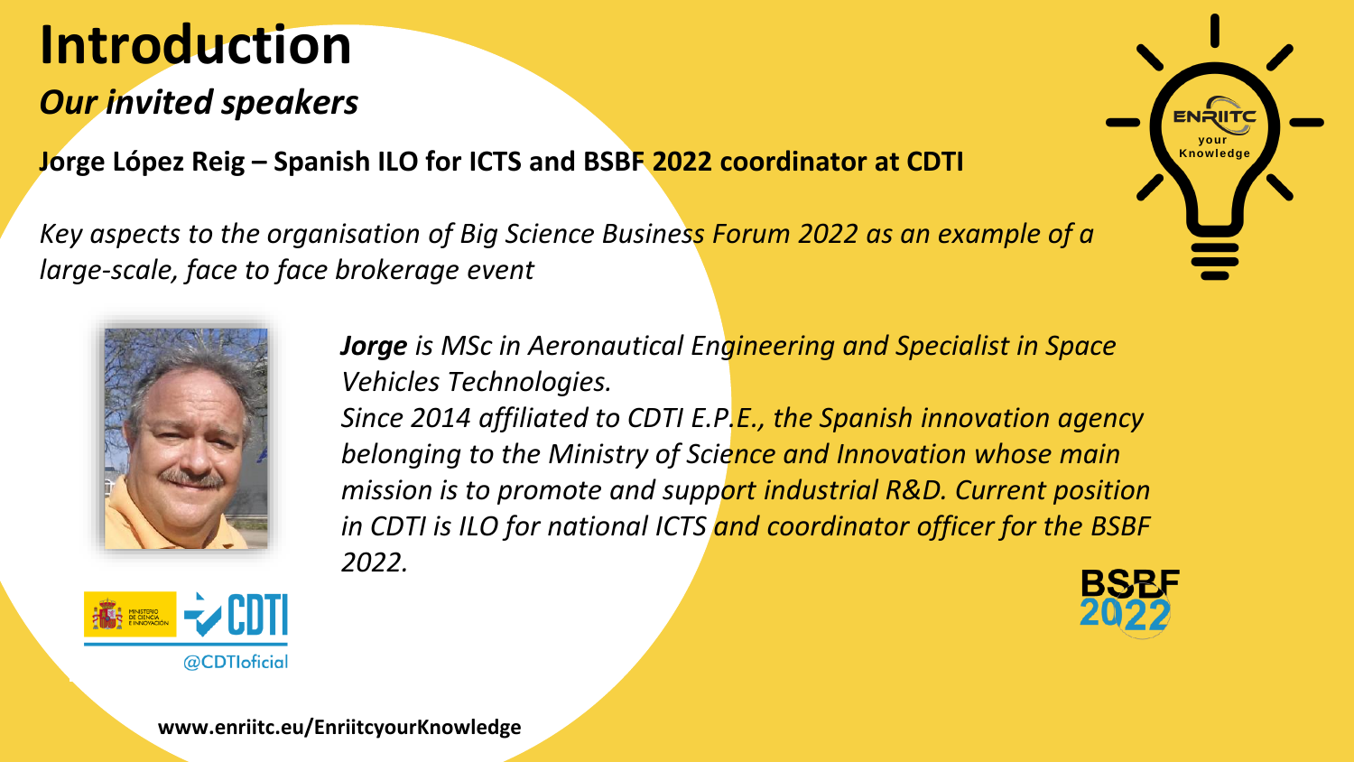# Introduction

## *Our invited speakers*

**Jorge López Reig – Spanish ILO for ICTS and BSBF 2022 coordinator at CDTI**

*Key aspects to the organisation of Big Science Business Forum 2022 as an example of a large-scale, face to face brokerage event*

***Jorge** is MSc in Aeronautical Engineering and Specialist in Space Vehicles Technologies.*
*Since 2014 affiliated to CDTI E.P.E., the Spanish innovation agency belonging to the Ministry of Science and Innovation whose main mission is to promote and support industrial R&D. Current position in CDTI is ILO for national ICTS and coordinator officer for the BSBF 2022.*

@CDTIoficial

**www.enriitc.eu/EnriitcyourKnowledge**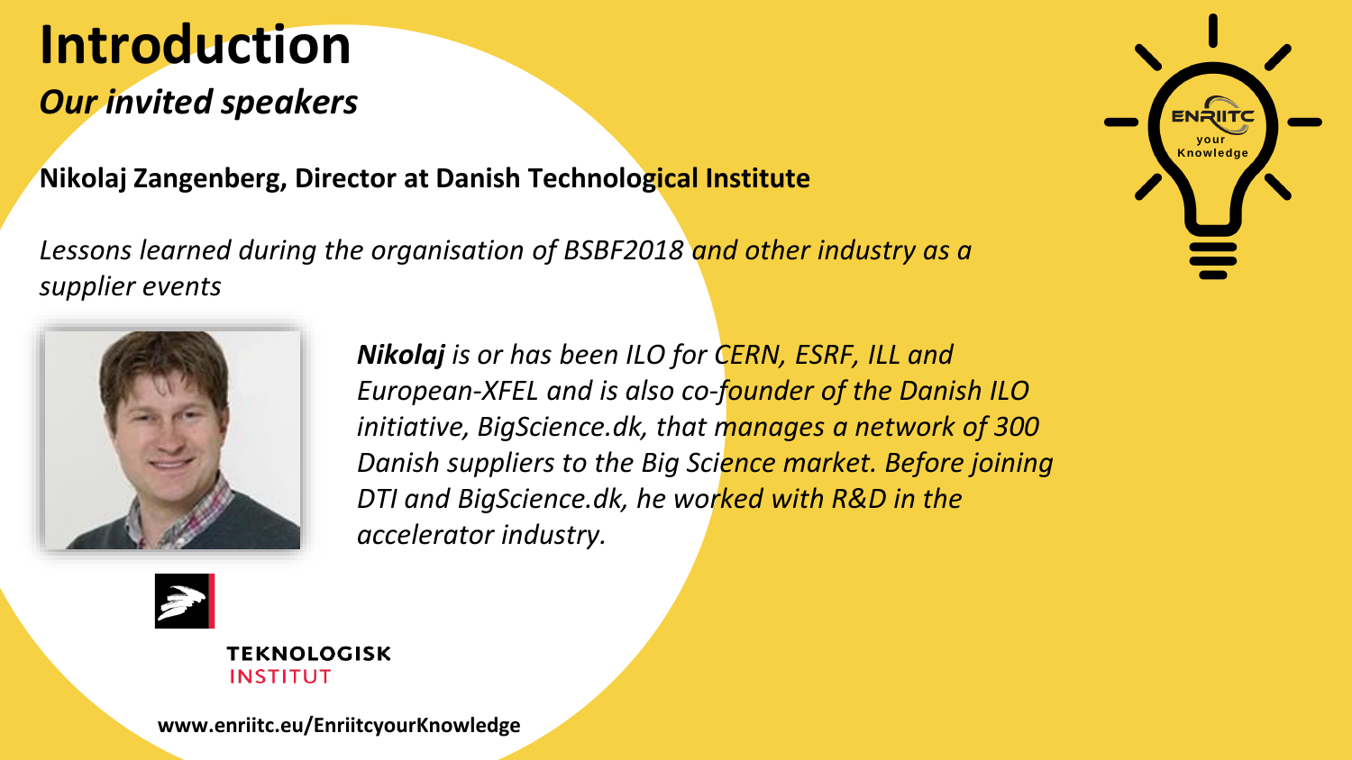# Introduction

## *Our invited speakers*

**Nikolaj Zangenberg, Director at Danish Technological Institute**

*Lessons learned during the organisation of BSBF2018 and other industry as a supplier events*

***Nikolaj** is or has been ILO for CERN, ESRF, ILL and European-XFEL and is also co-founder of the Danish ILO initiative, BigScience.dk, that manages a network of 300 Danish suppliers to the Big Science market. Before joining DTI and BigScience.dk, he worked with R&D in the accelerator industry.*

TEKNOLOGISK INSTITUT

ENRIITC your Knowledge

**www.enriitc.eu/EnriitcyourKnowledge**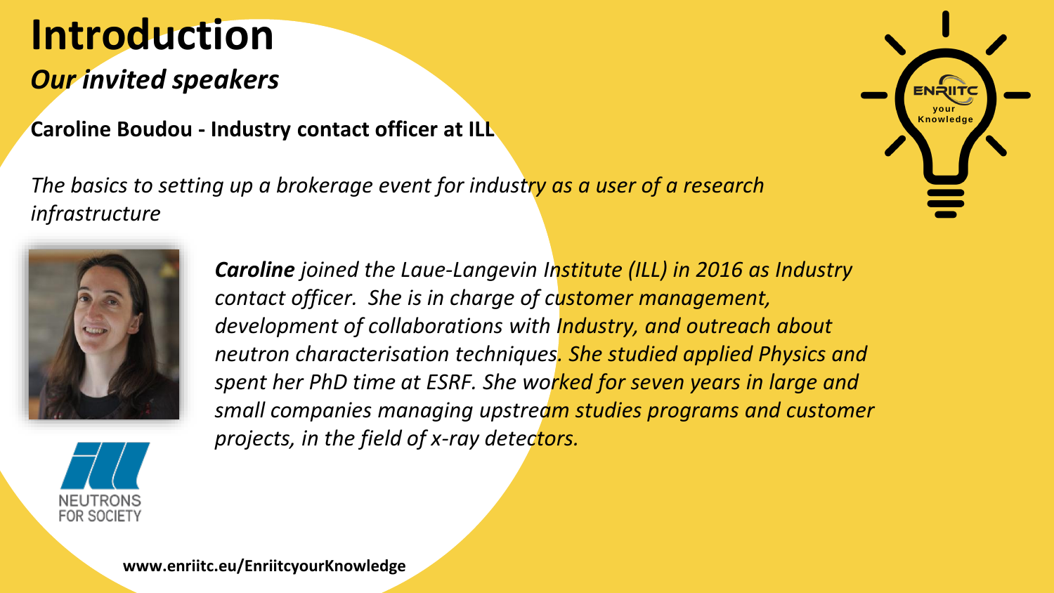# Introduction

## *Our invited speakers*

**Caroline Boudou - Industry contact officer at ILL**

*The basics to setting up a brokerage event for industry as a user of a research infrastructure*

***Caroline*** *joined the Laue-Langevin Institute (ILL) in 2016 as Industry contact officer. She is in charge of customer management, development of collaborations with Industry, and outreach about neutron characterisation techniques. She studied applied Physics and spent her PhD time at ESRF. She worked for seven years in large and small companies managing upstream studies programs and customer projects, in the field of x-ray detectors.*

**www.enriitc.eu/EnriitcyourKnowledge**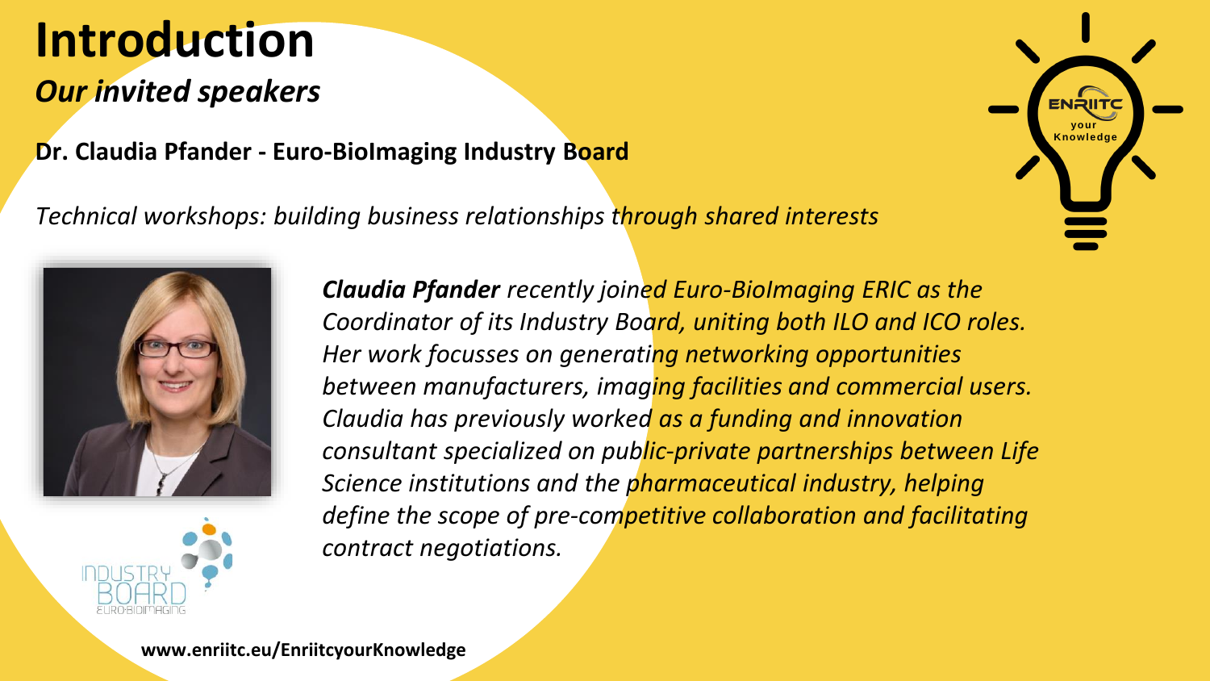# Introduction

## *Our invited speakers*

**Dr. Claudia Pfander - Euro-BioImaging Industry Board**

*Technical workshops: building business relationships through shared interests*

***Claudia Pfander*** *recently joined Euro-BioImaging ERIC as the Coordinator of its Industry Board, uniting both ILO and ICO roles. Her work focusses on generating networking opportunities between manufacturers, imaging facilities and commercial users. Claudia has previously worked as a funding and innovation consultant specialized on public-private partnerships between Life Science institutions and the pharmaceutical industry, helping define the scope of pre-competitive collaboration and facilitating contract negotiations.*

**www.enriitc.eu/EnriitcyourKnowledge**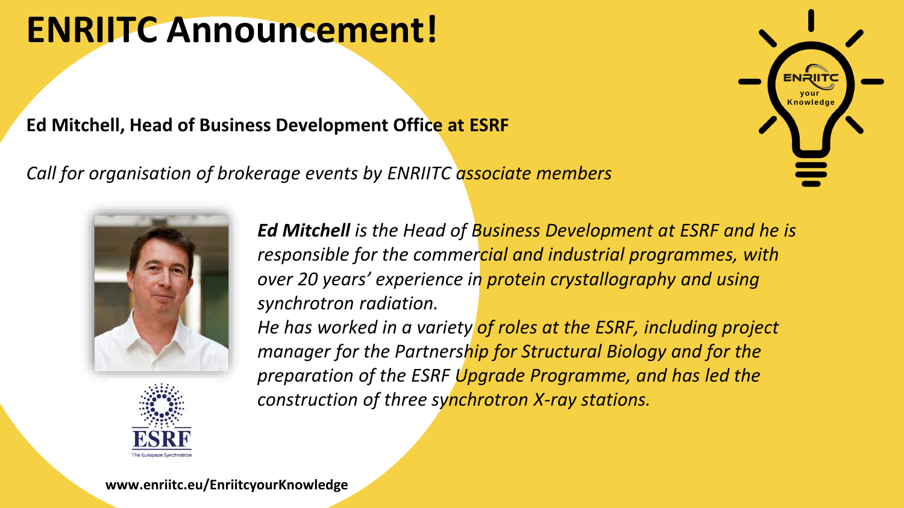# ENRIITC Announcement!

**Ed Mitchell, Head of Business Development Office at ESRF**

*Call for organisation of brokerage events by ENRIITC associate members*

***Ed Mitchell*** *is the Head of Business Development at ESRF and he is responsible for the commercial and industrial programmes, with over 20 years' experience in protein crystallography and using synchrotron radiation.*
*He has worked in a variety of roles at the ESRF, including project manager for the Partnership for Structural Biology and for the preparation of the ESRF Upgrade Programme, and has led the construction of three synchrotron X-ray stations.*

**www.enriitc.eu/EnriitcyourKnowledge**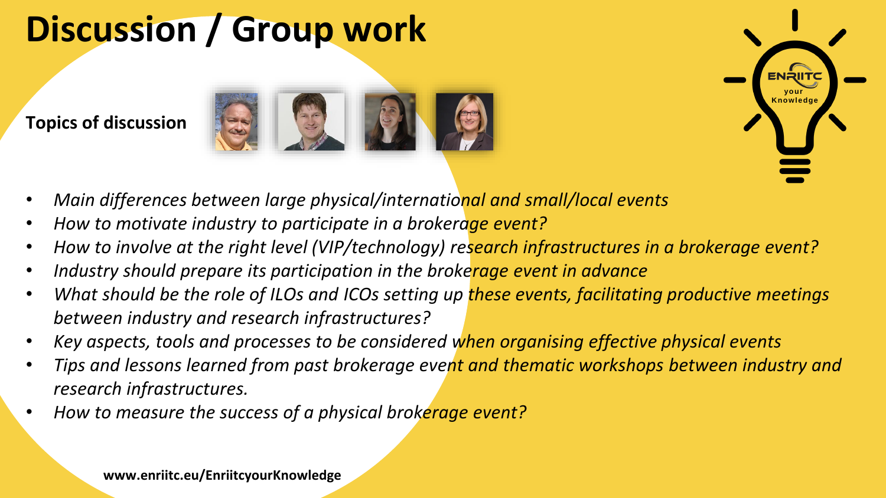# Discussion / Group work

**Topics of discussion**

- *Main differences between large physical/international and small/local events*
- *How to motivate industry to participate in a brokerage event?*
- *How to involve at the right level (VIP/technology) research infrastructures in a brokerage event?*
- *Industry should prepare its participation in the brokerage event in advance*
- *What should be the role of ILOs and ICOs setting up these events, facilitating productive meetings between industry and research infrastructures?*
- *Key aspects, tools and processes to be considered when organising effective physical events*
- *Tips and lessons learned from past brokerage event and thematic workshops between industry and research infrastructures.*
- *How to measure the success of a physical brokerage event?*

**www.enriitc.eu/EnriitcyourKnowledge**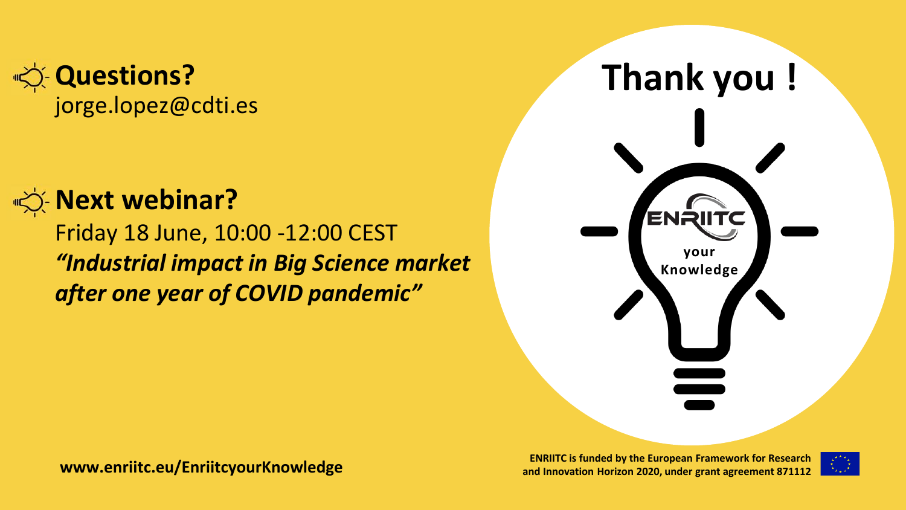**Questions?**
jorge.lopez@cdti.es

**Next webinar?**
Friday 18 June, 10:00 -12:00 CEST
***"Industrial impact in Big Science market after one year of COVID pandemic"***

# Thank you !

ENRIITC
your Knowledge

**www.enriitc.eu/EnriitcyourKnowledge**

**ENRIITC is funded by the European Framework for Research and Innovation Horizon 2020, under grant agreement 871112**